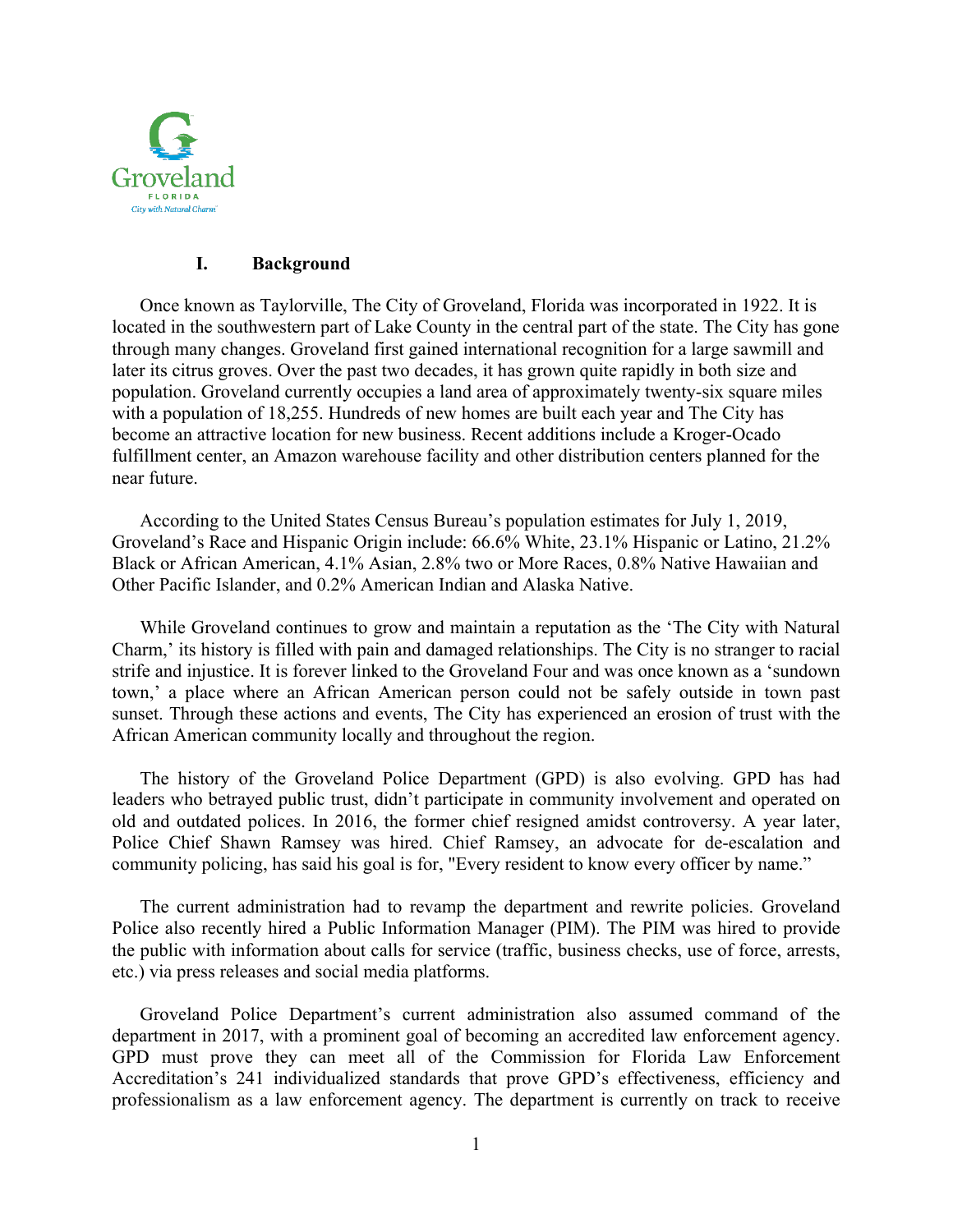Groveland
FLORIDA
City with Natural Charm

## I. Background

Once known as Taylorville, The City of Groveland, Florida was incorporated in 1922. It is located in the southwestern part of Lake County in the central part of the state. The City has gone through many changes. Groveland first gained international recognition for a large sawmill and later its citrus groves. Over the past two decades, it has grown quite rapidly in both size and population. Groveland currently occupies a land area of approximately twenty-six square miles with a population of 18,255. Hundreds of new homes are built each year and The City has become an attractive location for new business. Recent additions include a Kroger-Ocado fulfillment center, an Amazon warehouse facility and other distribution centers planned for the near future.

According to the United States Census Bureau's population estimates for July 1, 2019, Groveland's Race and Hispanic Origin include: 66.6% White, 23.1% Hispanic or Latino, 21.2% Black or African American, 4.1% Asian, 2.8% two or More Races, 0.8% Native Hawaiian and Other Pacific Islander, and 0.2% American Indian and Alaska Native.

While Groveland continues to grow and maintain a reputation as the 'The City with Natural Charm,' its history is filled with pain and damaged relationships. The City is no stranger to racial strife and injustice. It is forever linked to the Groveland Four and was once known as a 'sundown town,' a place where an African American person could not be safely outside in town past sunset. Through these actions and events, The City has experienced an erosion of trust with the African American community locally and throughout the region.

The history of the Groveland Police Department (GPD) is also evolving. GPD has had leaders who betrayed public trust, didn't participate in community involvement and operated on old and outdated polices. In 2016, the former chief resigned amidst controversy. A year later, Police Chief Shawn Ramsey was hired. Chief Ramsey, an advocate for de-escalation and community policing, has said his goal is for, "Every resident to know every officer by name."

The current administration had to revamp the department and rewrite policies. Groveland Police also recently hired a Public Information Manager (PIM). The PIM was hired to provide the public with information about calls for service (traffic, business checks, use of force, arrests, etc.) via press releases and social media platforms.

Groveland Police Department's current administration also assumed command of the department in 2017, with a prominent goal of becoming an accredited law enforcement agency. GPD must prove they can meet all of the Commission for Florida Law Enforcement Accreditation's 241 individualized standards that prove GPD's effectiveness, efficiency and professionalism as a law enforcement agency. The department is currently on track to receive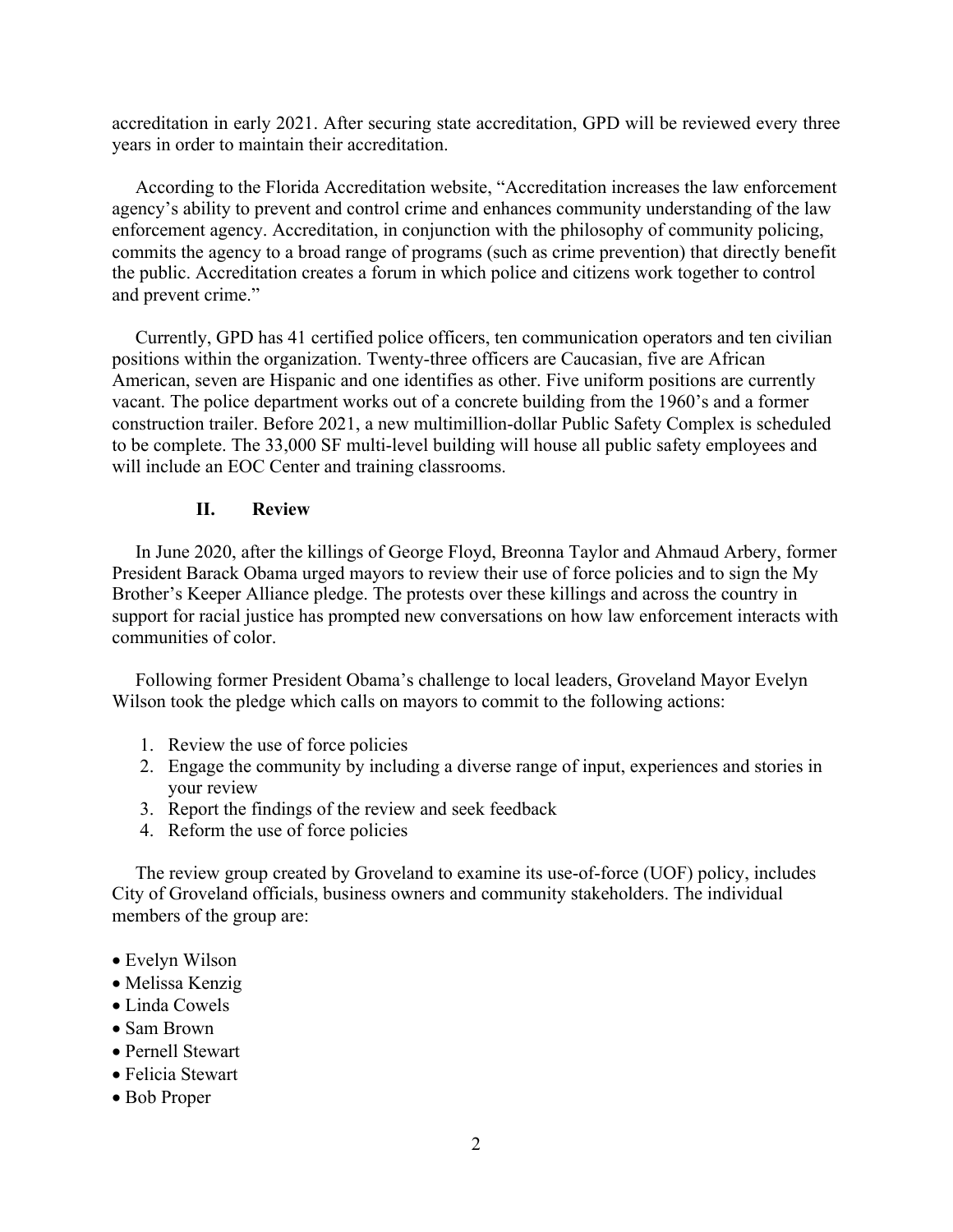accreditation in early 2021. After securing state accreditation, GPD will be reviewed every three years in order to maintain their accreditation.

According to the Florida Accreditation website, "Accreditation increases the law enforcement agency's ability to prevent and control crime and enhances community understanding of the law enforcement agency. Accreditation, in conjunction with the philosophy of community policing, commits the agency to a broad range of programs (such as crime prevention) that directly benefit the public. Accreditation creates a forum in which police and citizens work together to control and prevent crime."

Currently, GPD has 41 certified police officers, ten communication operators and ten civilian positions within the organization. Twenty-three officers are Caucasian, five are African American, seven are Hispanic and one identifies as other. Five uniform positions are currently vacant. The police department works out of a concrete building from the 1960's and a former construction trailer. Before 2021, a new multimillion-dollar Public Safety Complex is scheduled to be complete. The 33,000 SF multi-level building will house all public safety employees and will include an EOC Center and training classrooms.

## II. Review

In June 2020, after the killings of George Floyd, Breonna Taylor and Ahmaud Arbery, former President Barack Obama urged mayors to review their use of force policies and to sign the My Brother's Keeper Alliance pledge. The protests over these killings and across the country in support for racial justice has prompted new conversations on how law enforcement interacts with communities of color.

Following former President Obama's challenge to local leaders, Groveland Mayor Evelyn Wilson took the pledge which calls on mayors to commit to the following actions:

1. Review the use of force policies
2. Engage the community by including a diverse range of input, experiences and stories in your review
3. Report the findings of the review and seek feedback
4. Reform the use of force policies

The review group created by Groveland to examine its use-of-force (UOF) policy, includes City of Groveland officials, business owners and community stakeholders. The individual members of the group are:

- Evelyn Wilson
- Melissa Kenzig
- Linda Cowels
- Sam Brown
- Pernell Stewart
- Felicia Stewart
- Bob Proper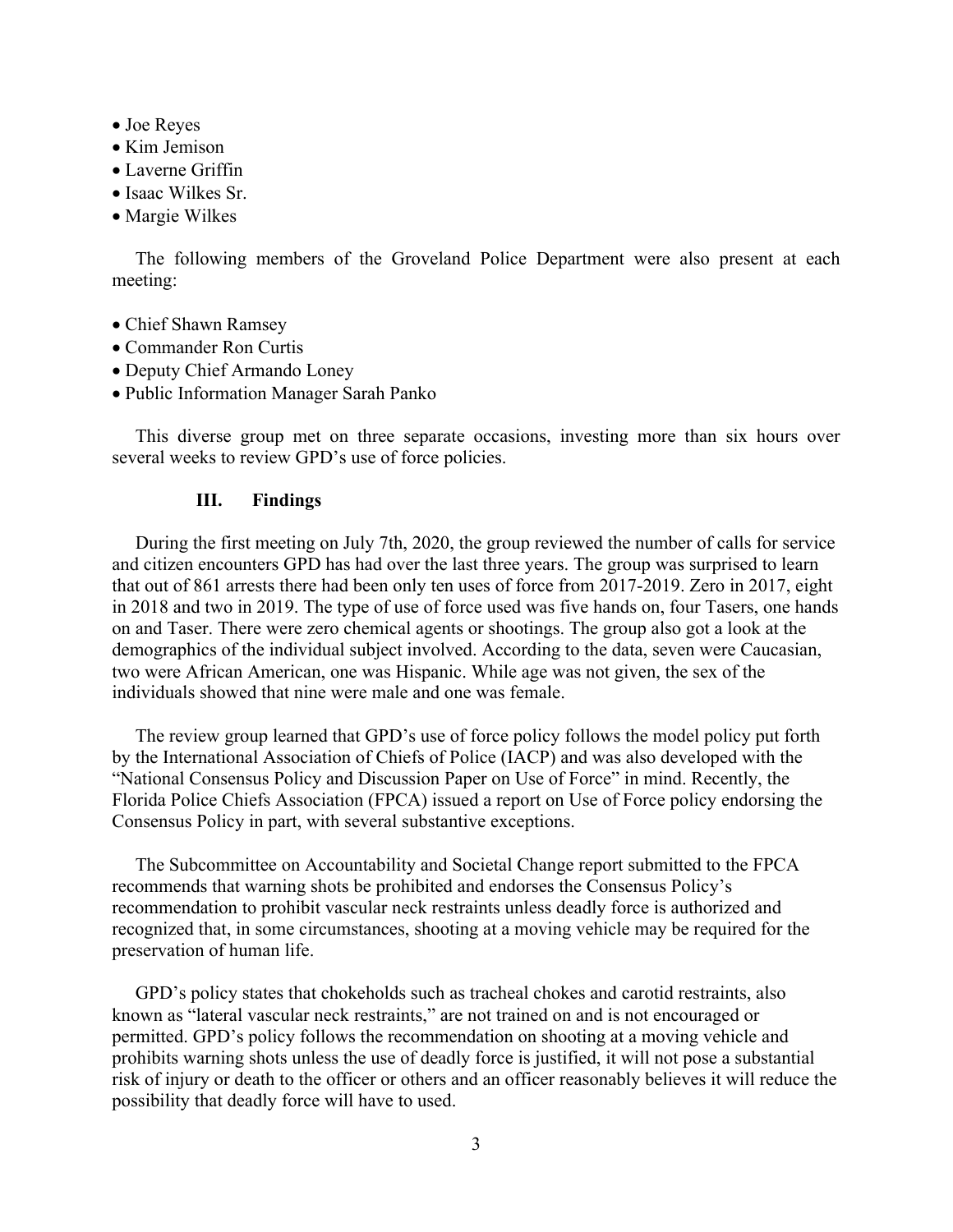- Joe Reyes
- Kim Jemison
- Laverne Griffin
- Isaac Wilkes Sr.
- Margie Wilkes

The following members of the Groveland Police Department were also present at each meeting:

- Chief Shawn Ramsey
- Commander Ron Curtis
- Deputy Chief Armando Loney
- Public Information Manager Sarah Panko

This diverse group met on three separate occasions, investing more than six hours over several weeks to review GPD's use of force policies.

### III. Findings

During the first meeting on July 7th, 2020, the group reviewed the number of calls for service and citizen encounters GPD has had over the last three years. The group was surprised to learn that out of 861 arrests there had been only ten uses of force from 2017-2019. Zero in 2017, eight in 2018 and two in 2019. The type of use of force used was five hands on, four Tasers, one hands on and Taser. There were zero chemical agents or shootings. The group also got a look at the demographics of the individual subject involved. According to the data, seven were Caucasian, two were African American, one was Hispanic. While age was not given, the sex of the individuals showed that nine were male and one was female.

The review group learned that GPD's use of force policy follows the model policy put forth by the International Association of Chiefs of Police (IACP) and was also developed with the "National Consensus Policy and Discussion Paper on Use of Force" in mind. Recently, the Florida Police Chiefs Association (FPCA) issued a report on Use of Force policy endorsing the Consensus Policy in part, with several substantive exceptions.

The Subcommittee on Accountability and Societal Change report submitted to the FPCA recommends that warning shots be prohibited and endorses the Consensus Policy's recommendation to prohibit vascular neck restraints unless deadly force is authorized and recognized that, in some circumstances, shooting at a moving vehicle may be required for the preservation of human life.

GPD's policy states that chokeholds such as tracheal chokes and carotid restraints, also known as "lateral vascular neck restraints," are not trained on and is not encouraged or permitted. GPD's policy follows the recommendation on shooting at a moving vehicle and prohibits warning shots unless the use of deadly force is justified, it will not pose a substantial risk of injury or death to the officer or others and an officer reasonably believes it will reduce the possibility that deadly force will have to used.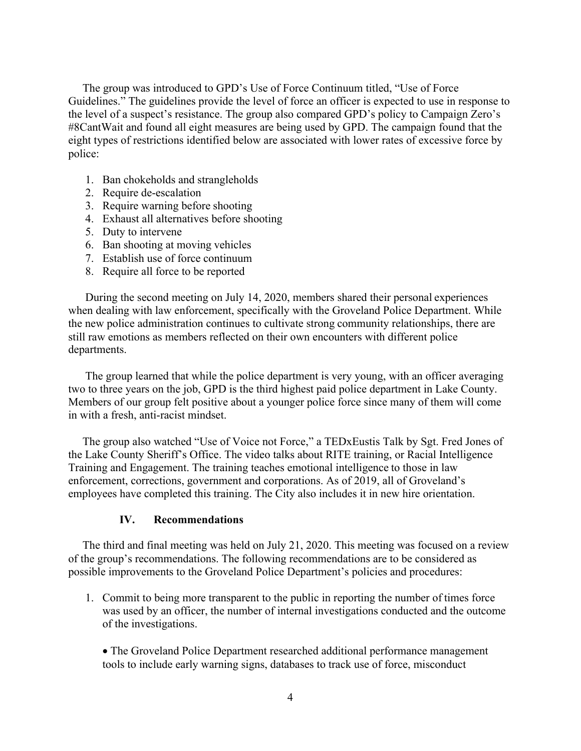The group was introduced to GPD's Use of Force Continuum titled, "Use of Force Guidelines." The guidelines provide the level of force an officer is expected to use in response to the level of a suspect's resistance. The group also compared GPD's policy to Campaign Zero's #8CantWait and found all eight measures are being used by GPD. The campaign found that the eight types of restrictions identified below are associated with lower rates of excessive force by police:

1. Ban chokeholds and strangleholds
2. Require de-escalation
3. Require warning before shooting
4. Exhaust all alternatives before shooting
5. Duty to intervene
6. Ban shooting at moving vehicles
7. Establish use of force continuum
8. Require all force to be reported

During the second meeting on July 14, 2020, members shared their personal experiences when dealing with law enforcement, specifically with the Groveland Police Department. While the new police administration continues to cultivate strong community relationships, there are still raw emotions as members reflected on their own encounters with different police departments.

The group learned that while the police department is very young, with an officer averaging two to three years on the job, GPD is the third highest paid police department in Lake County. Members of our group felt positive about a younger police force since many of them will come in with a fresh, anti-racist mindset.

The group also watched "Use of Voice not Force," a TEDxEustis Talk by Sgt. Fred Jones of the Lake County Sheriff's Office. The video talks about RITE training, or Racial Intelligence Training and Engagement. The training teaches emotional intelligence to those in law enforcement, corrections, government and corporations. As of 2019, all of Groveland's employees have completed this training. The City also includes it in new hire orientation.

## IV. Recommendations

The third and final meeting was held on July 21, 2020. This meeting was focused on a review of the group's recommendations. The following recommendations are to be considered as possible improvements to the Groveland Police Department's policies and procedures:

1. Commit to being more transparent to the public in reporting the number of times force was used by an officer, the number of internal investigations conducted and the outcome of the investigations.

   - The Groveland Police Department researched additional performance management tools to include early warning signs, databases to track use of force, misconduct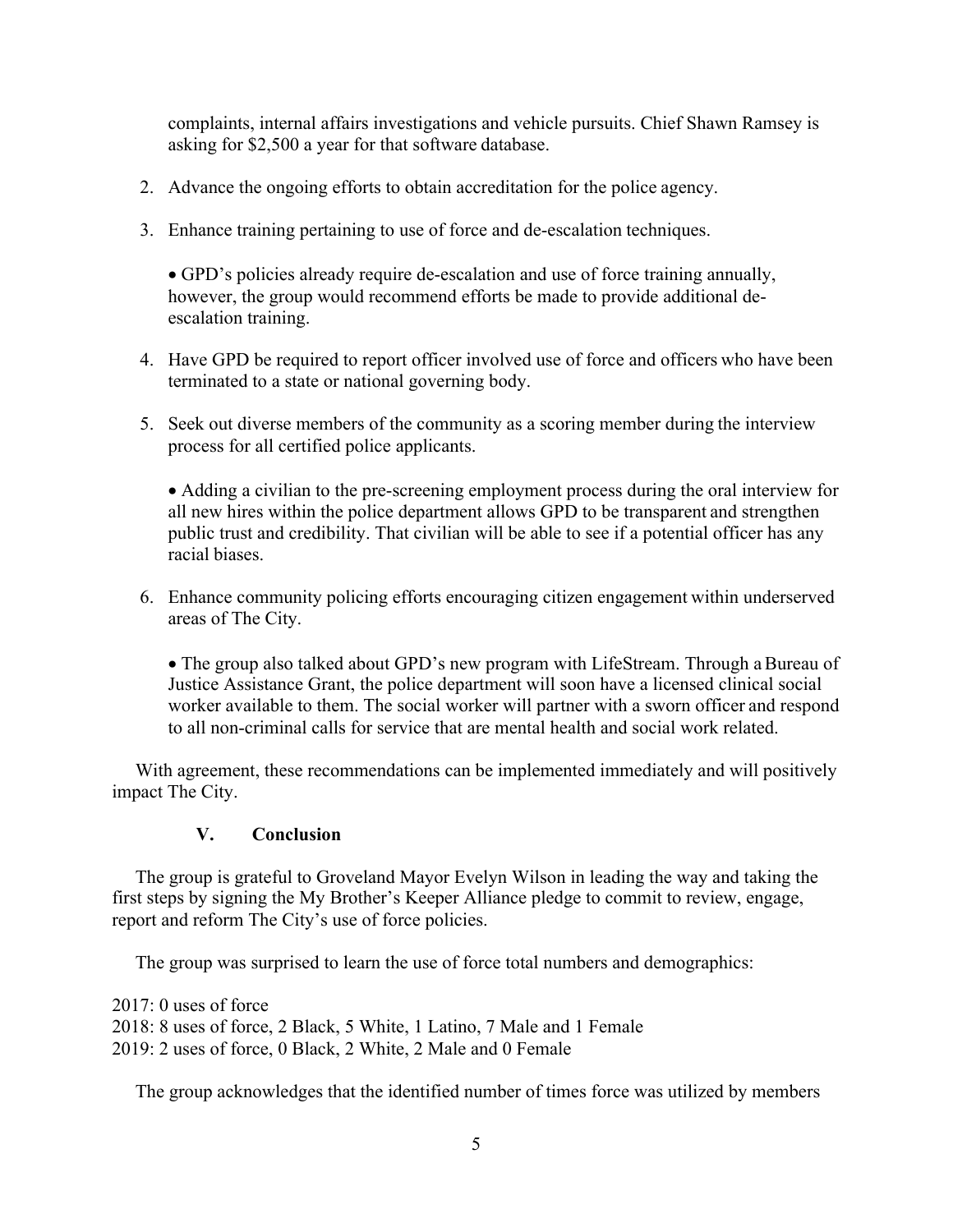complaints, internal affairs investigations and vehicle pursuits. Chief Shawn Ramsey is asking for $2,500 a year for that software database.

2. Advance the ongoing efforts to obtain accreditation for the police agency.

3. Enhance training pertaining to use of force and de-escalation techniques.

   • GPD's policies already require de-escalation and use of force training annually, however, the group would recommend efforts be made to provide additional de-escalation training.

4. Have GPD be required to report officer involved use of force and officers who have been terminated to a state or national governing body.

5. Seek out diverse members of the community as a scoring member during the interview process for all certified police applicants.

   • Adding a civilian to the pre-screening employment process during the oral interview for all new hires within the police department allows GPD to be transparent and strengthen public trust and credibility. That civilian will be able to see if a potential officer has any racial biases.

6. Enhance community policing efforts encouraging citizen engagement within underserved areas of The City.

   • The group also talked about GPD's new program with LifeStream. Through a Bureau of Justice Assistance Grant, the police department will soon have a licensed clinical social worker available to them. The social worker will partner with a sworn officer and respond to all non-criminal calls for service that are mental health and social work related.

With agreement, these recommendations can be implemented immediately and will positively impact The City.

## V. Conclusion

The group is grateful to Groveland Mayor Evelyn Wilson in leading the way and taking the first steps by signing the My Brother's Keeper Alliance pledge to commit to review, engage, report and reform The City's use of force policies.

The group was surprised to learn the use of force total numbers and demographics:

2017: 0 uses of force
2018: 8 uses of force, 2 Black, 5 White, 1 Latino, 7 Male and 1 Female
2019: 2 uses of force, 0 Black, 2 White, 2 Male and 0 Female

The group acknowledges that the identified number of times force was utilized by members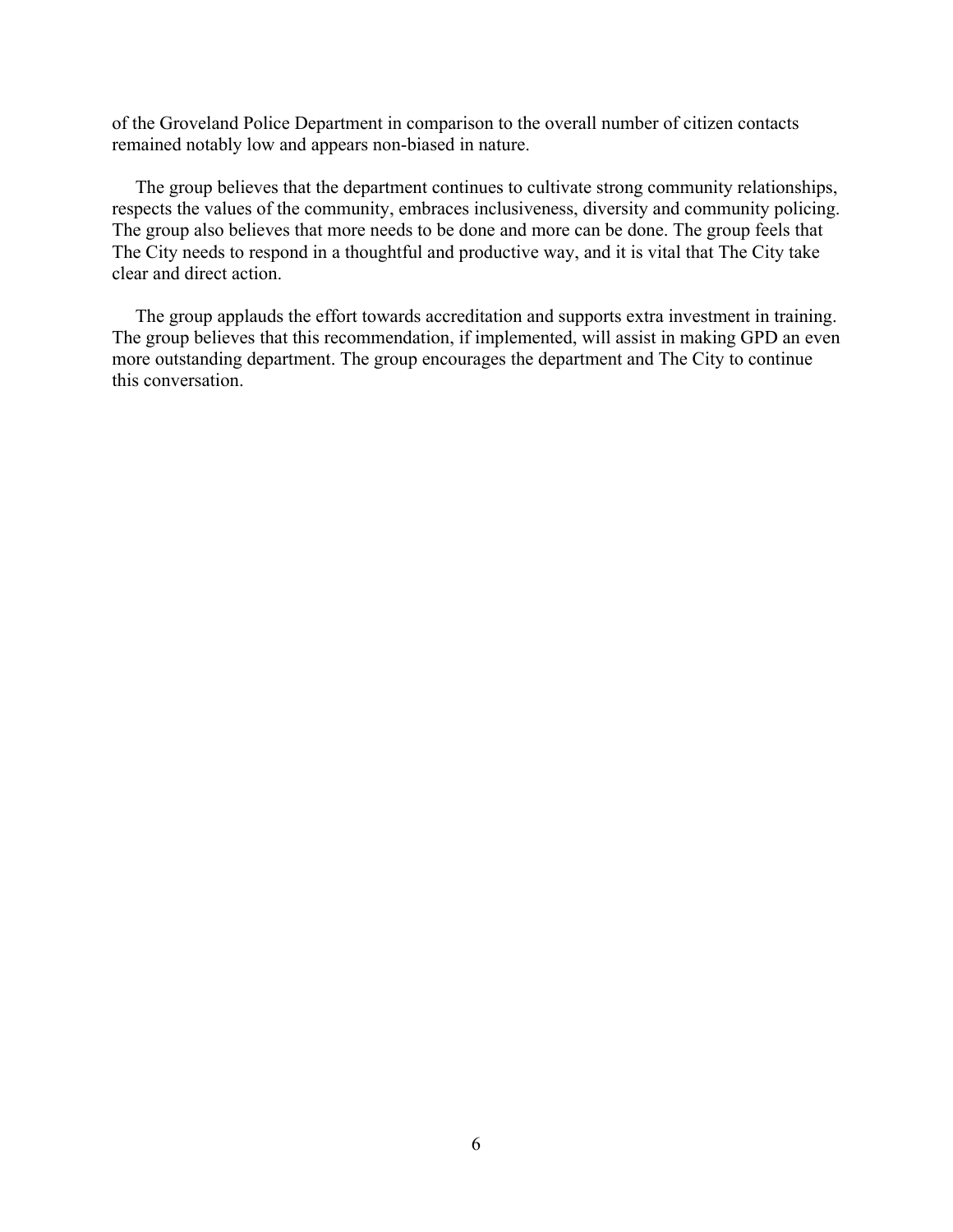of the Groveland Police Department in comparison to the overall number of citizen contacts remained notably low and appears non-biased in nature.

The group believes that the department continues to cultivate strong community relationships, respects the values of the community, embraces inclusiveness, diversity and community policing. The group also believes that more needs to be done and more can be done. The group feels that The City needs to respond in a thoughtful and productive way, and it is vital that The City take clear and direct action.

The group applauds the effort towards accreditation and supports extra investment in training. The group believes that this recommendation, if implemented, will assist in making GPD an even more outstanding department. The group encourages the department and The City to continue this conversation.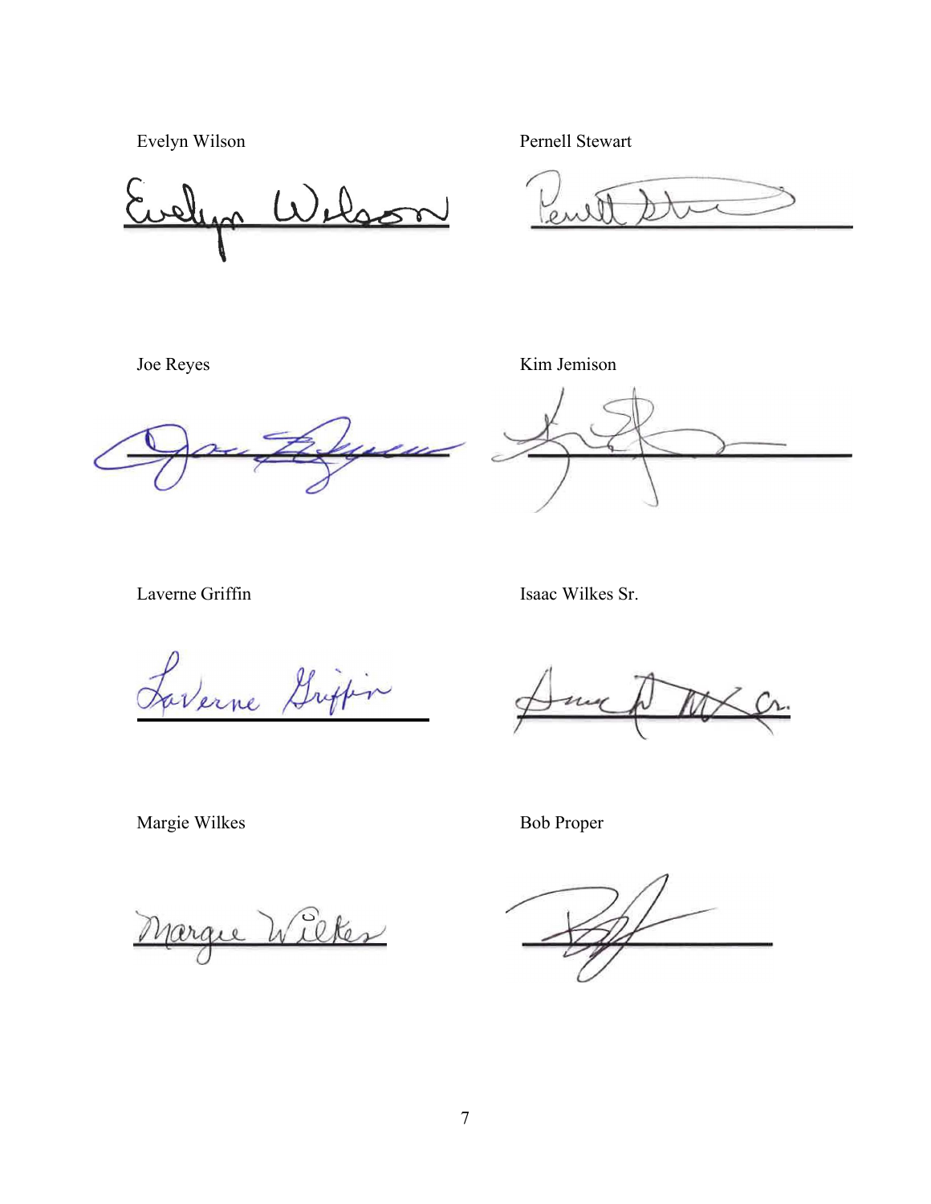Evelyn Wilson

Pernell Stewart

Joe Reyes

Kim Jemison

Laverne Griffin

Isaac Wilkes Sr.

Margie Wilkes

Bob Proper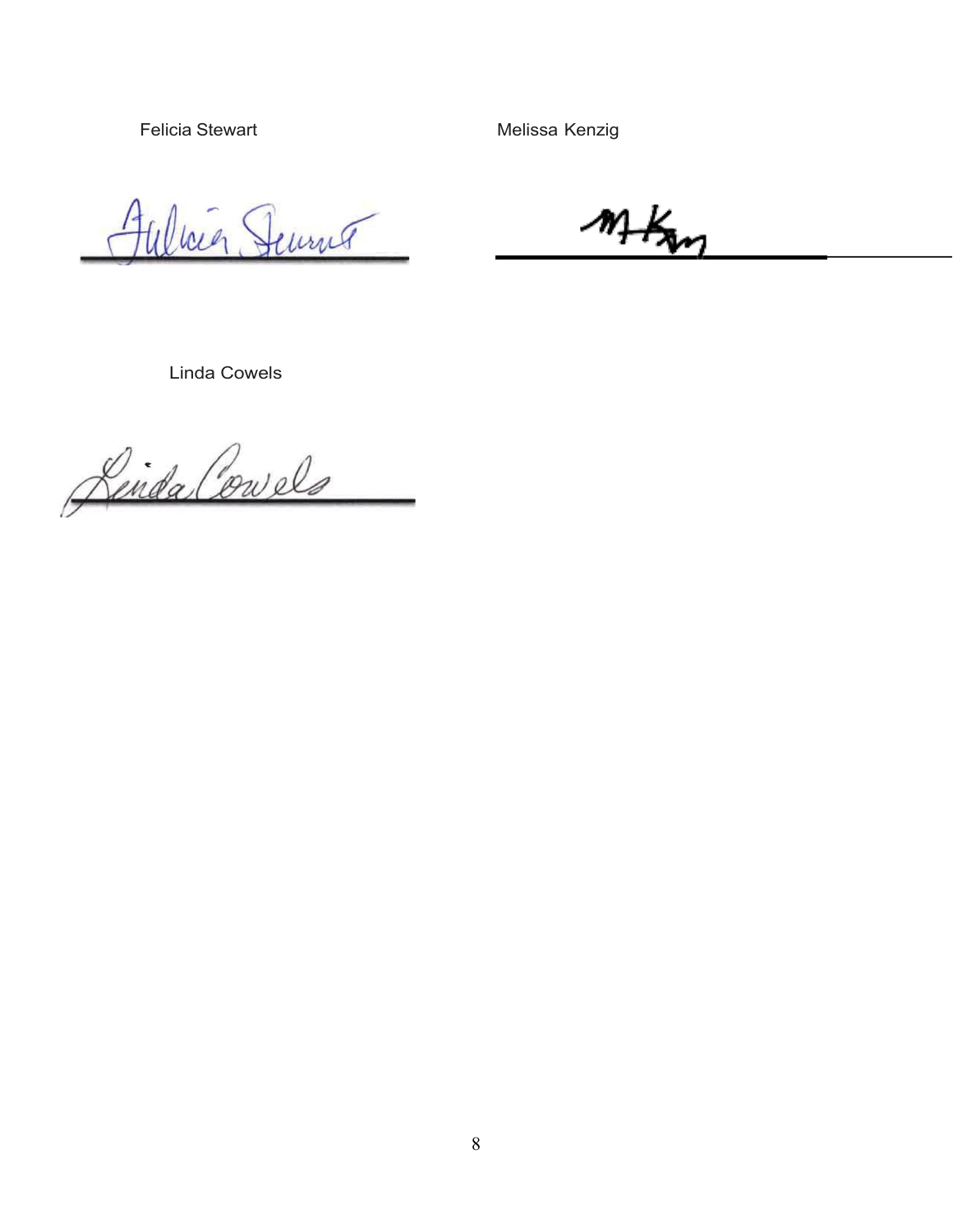Felicia Stewart

Melissa Kenzig

Linda Cowels